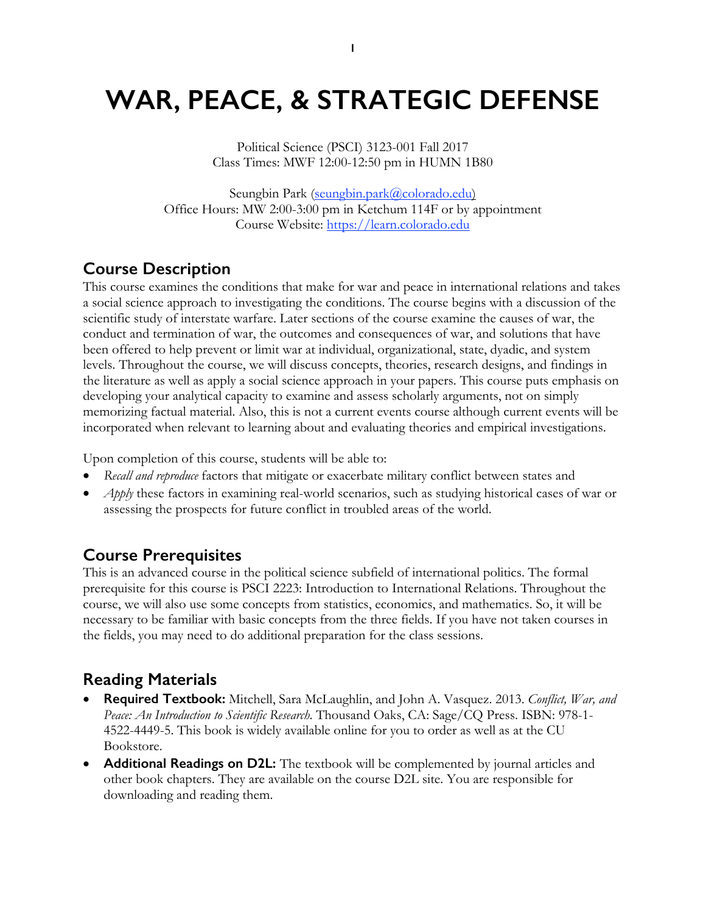# WAR, PEACE, & STRATEGIC DEFENSE

Political Science (PSCI) 3123-001 Fall 2017
Class Times: MWF 12:00-12:50 pm in HUMN 1B80

Seungbin Park (seungbin.park@colorado.edu)
Office Hours: MW 2:00-3:00 pm in Ketchum 114F or by appointment
Course Website: https://learn.colorado.edu

## Course Description

This course examines the conditions that make for war and peace in international relations and takes a social science approach to investigating the conditions. The course begins with a discussion of the scientific study of interstate warfare. Later sections of the course examine the causes of war, the conduct and termination of war, the outcomes and consequences of war, and solutions that have been offered to help prevent or limit war at individual, organizational, state, dyadic, and system levels. Throughout the course, we will discuss concepts, theories, research designs, and findings in the literature as well as apply a social science approach in your papers. This course puts emphasis on developing your analytical capacity to examine and assess scholarly arguments, not on simply memorizing factual material. Also, this is not a current events course although current events will be incorporated when relevant to learning about and evaluating theories and empirical investigations.

Upon completion of this course, students will be able to:

- *Recall and reproduce* factors that mitigate or exacerbate military conflict between states and
- *Apply* these factors in examining real-world scenarios, such as studying historical cases of war or assessing the prospects for future conflict in troubled areas of the world.

## Course Prerequisites

This is an advanced course in the political science subfield of international politics. The formal prerequisite for this course is PSCI 2223: Introduction to International Relations. Throughout the course, we will also use some concepts from statistics, economics, and mathematics. So, it will be necessary to be familiar with basic concepts from the three fields. If you have not taken courses in the fields, you may need to do additional preparation for the class sessions.

## Reading Materials

- **Required Textbook:** Mitchell, Sara McLaughlin, and John A. Vasquez. 2013. *Conflict, War, and Peace: An Introduction to Scientific Research*. Thousand Oaks, CA: Sage/CQ Press. ISBN: 978-1-4522-4449-5. This book is widely available online for you to order as well as at the CU Bookstore.
- **Additional Readings on D2L:** The textbook will be complemented by journal articles and other book chapters. They are available on the course D2L site. You are responsible for downloading and reading them.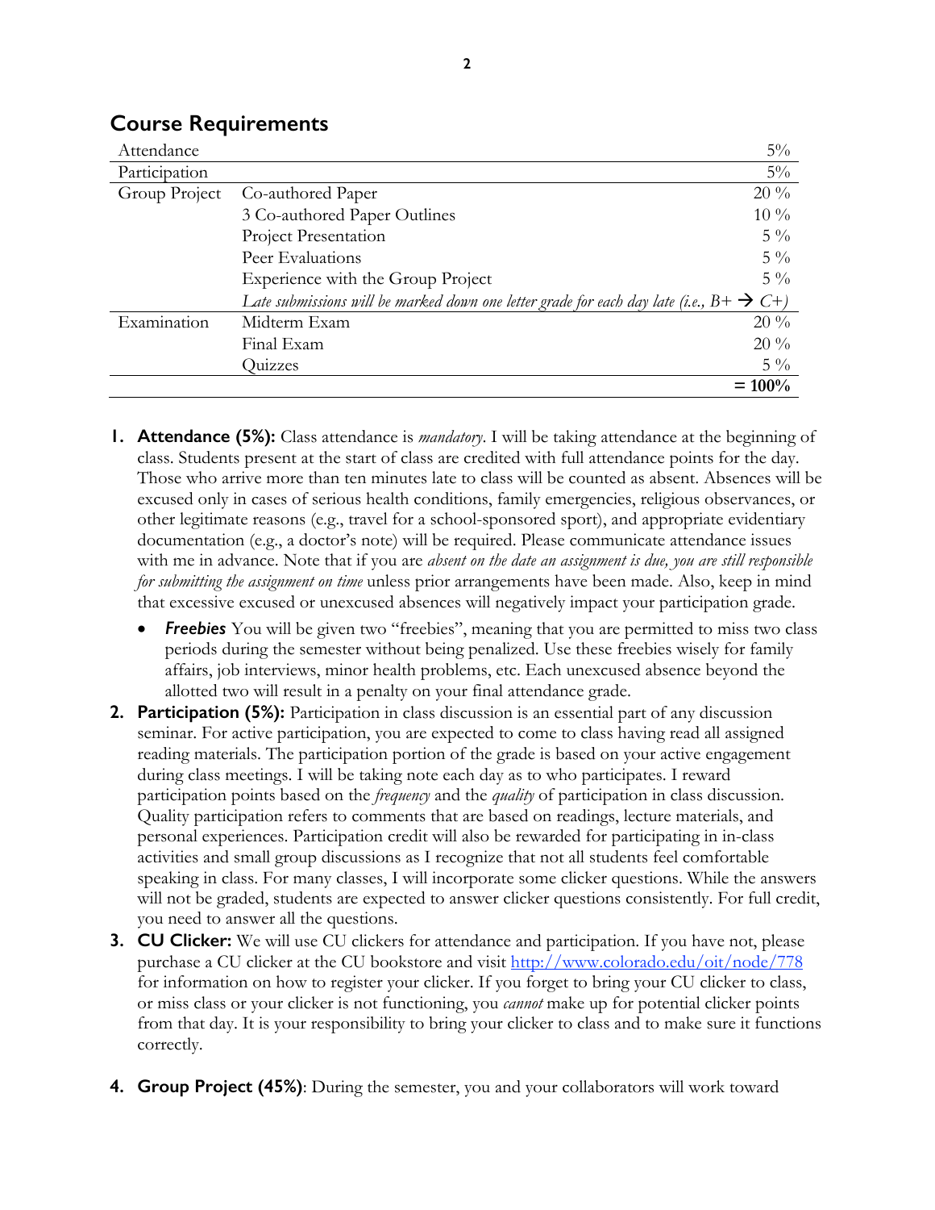## Course Requirements

| | | |
|---|---|---|
| Attendance | | 5% |
| Participation | | 5% |
| Group Project | Co-authored Paper | 20 % |
| | 3 Co-authored Paper Outlines | 10 % |
| | Project Presentation | 5 % |
| | Peer Evaluations | 5 % |
| | Experience with the Group Project | 5 % |
| | *Late submissions will be marked down one letter grade for each day late (i.e., B+ → C+)* | |
| Examination | Midterm Exam | 20 % |
| | Final Exam | 20 % |
| | Quizzes | 5 % |
| | | **= 100%** |

1. **Attendance (5%):** Class attendance is *mandatory*. I will be taking attendance at the beginning of class. Students present at the start of class are credited with full attendance points for the day. Those who arrive more than ten minutes late to class will be counted as absent. Absences will be excused only in cases of serious health conditions, family emergencies, religious observances, or other legitimate reasons (e.g., travel for a school-sponsored sport), and appropriate evidentiary documentation (e.g., a doctor's note) will be required. Please communicate attendance issues with me in advance. Note that if you are *absent on the date an assignment is due, you are still responsible for submitting the assignment on time* unless prior arrangements have been made. Also, keep in mind that excessive excused or unexcused absences will negatively impact your participation grade.
   - ***Freebies*** You will be given two "freebies", meaning that you are permitted to miss two class periods during the semester without being penalized. Use these freebies wisely for family affairs, job interviews, minor health problems, etc. Each unexcused absence beyond the allotted two will result in a penalty on your final attendance grade.
2. **Participation (5%):** Participation in class discussion is an essential part of any discussion seminar. For active participation, you are expected to come to class having read all assigned reading materials. The participation portion of the grade is based on your active engagement during class meetings. I will be taking note each day as to who participates. I reward participation points based on the *frequency* and the *quality* of participation in class discussion. Quality participation refers to comments that are based on readings, lecture materials, and personal experiences. Participation credit will also be rewarded for participating in in-class activities and small group discussions as I recognize that not all students feel comfortable speaking in class. For many classes, I will incorporate some clicker questions. While the answers will not be graded, students are expected to answer clicker questions consistently. For full credit, you need to answer all the questions.
3. **CU Clicker:** We will use CU clickers for attendance and participation. If you have not, please purchase a CU clicker at the CU bookstore and visit http://www.colorado.edu/oit/node/778 for information on how to register your clicker. If you forget to bring your CU clicker to class, or miss class or your clicker is not functioning, you *cannot* make up for potential clicker points from that day. It is your responsibility to bring your clicker to class and to make sure it functions correctly.
4. **Group Project (45%)**: During the semester, you and your collaborators will work toward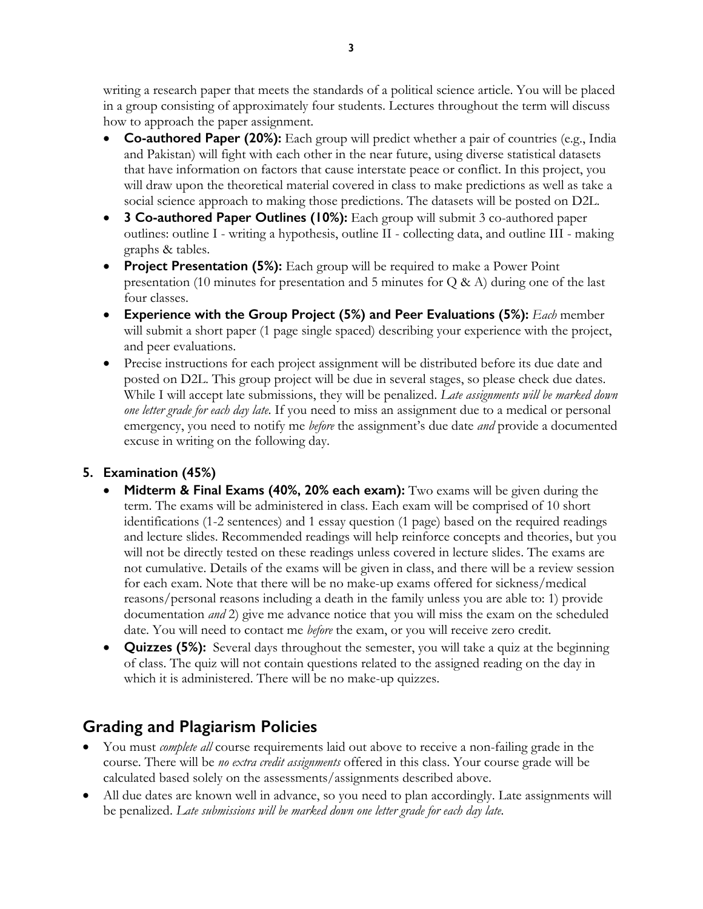writing a research paper that meets the standards of a political science article. You will be placed in a group consisting of approximately four students. Lectures throughout the term will discuss how to approach the paper assignment.

- **Co-authored Paper (20%):** Each group will predict whether a pair of countries (e.g., India and Pakistan) will fight with each other in the near future, using diverse statistical datasets that have information on factors that cause interstate peace or conflict. In this project, you will draw upon the theoretical material covered in class to make predictions as well as take a social science approach to making those predictions. The datasets will be posted on D2L.
- **3 Co-authored Paper Outlines (10%):** Each group will submit 3 co-authored paper outlines: outline I - writing a hypothesis, outline II - collecting data, and outline III - making graphs & tables.
- **Project Presentation (5%):** Each group will be required to make a Power Point presentation (10 minutes for presentation and 5 minutes for Q & A) during one of the last four classes.
- **Experience with the Group Project (5%) and Peer Evaluations (5%):** *Each* member will submit a short paper (1 page single spaced) describing your experience with the project, and peer evaluations.
- Precise instructions for each project assignment will be distributed before its due date and posted on D2L. This group project will be due in several stages, so please check due dates. While I will accept late submissions, they will be penalized. *Late assignments will be marked down one letter grade for each day late.* If you need to miss an assignment due to a medical or personal emergency, you need to notify me *before* the assignment's due date *and* provide a documented excuse in writing on the following day.

### 5. Examination (45%)

- **Midterm & Final Exams (40%, 20% each exam):** Two exams will be given during the term. The exams will be administered in class. Each exam will be comprised of 10 short identifications (1-2 sentences) and 1 essay question (1 page) based on the required readings and lecture slides. Recommended readings will help reinforce concepts and theories, but you will not be directly tested on these readings unless covered in lecture slides. The exams are not cumulative. Details of the exams will be given in class, and there will be a review session for each exam. Note that there will be no make-up exams offered for sickness/medical reasons/personal reasons including a death in the family unless you are able to: 1) provide documentation *and* 2) give me advance notice that you will miss the exam on the scheduled date. You will need to contact me *before* the exam, or you will receive zero credit.
- **Quizzes (5%):** Several days throughout the semester, you will take a quiz at the beginning of class. The quiz will not contain questions related to the assigned reading on the day in which it is administered. There will be no make-up quizzes.

## Grading and Plagiarism Policies

- You must *complete all* course requirements laid out above to receive a non-failing grade in the course. There will be *no extra credit assignments* offered in this class. Your course grade will be calculated based solely on the assessments/assignments described above.
- All due dates are known well in advance, so you need to plan accordingly. Late assignments will be penalized. *Late submissions will be marked down one letter grade for each day late.*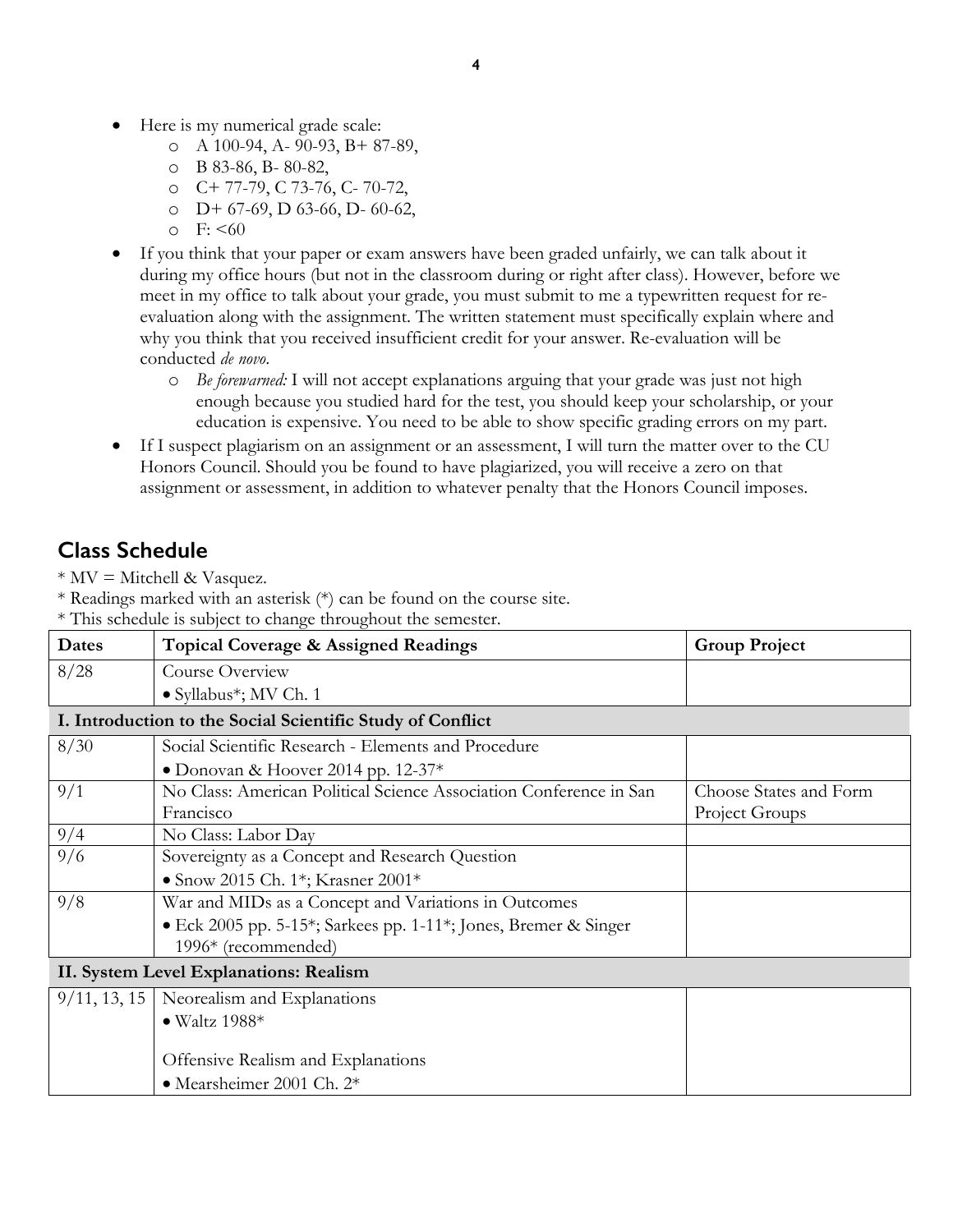- Here is my numerical grade scale:
    - A 100-94, A- 90-93, B+ 87-89,
    - B 83-86, B- 80-82,
    - C+ 77-79, C 73-76, C- 70-72,
    - D+ 67-69, D 63-66, D- 60-62,
    - F: <60
- If you think that your paper or exam answers have been graded unfairly, we can talk about it during my office hours (but not in the classroom during or right after class). However, before we meet in my office to talk about your grade, you must submit to me a typewritten request for re-evaluation along with the assignment. The written statement must specifically explain where and why you think that you received insufficient credit for your answer. Re-evaluation will be conducted *de novo*.
    - *Be forewarned:* I will not accept explanations arguing that your grade was just not high enough because you studied hard for the test, you should keep your scholarship, or your education is expensive. You need to be able to show specific grading errors on my part.
- If I suspect plagiarism on an assignment or an assessment, I will turn the matter over to the CU Honors Council. Should you be found to have plagiarized, you will receive a zero on that assignment or assessment, in addition to whatever penalty that the Honors Council imposes.

## Class Schedule

* MV = Mitchell & Vasquez.
* Readings marked with an asterisk (*) can be found on the course site.
* This schedule is subject to change throughout the semester.

| Dates | Topical Coverage & Assigned Readings | Group Project |
|---|---|---|
| 8/28 | Course Overview<br>• Syllabus*; MV Ch. 1 | |
| **I. Introduction to the Social Scientific Study of Conflict** | | |
| 8/30 | Social Scientific Research - Elements and Procedure<br>• Donovan & Hoover 2014 pp. 12-37* | |
| 9/1 | No Class: American Political Science Association Conference in San Francisco | Choose States and Form Project Groups |
| 9/4 | No Class: Labor Day | |
| 9/6 | Sovereignty as a Concept and Research Question<br>• Snow 2015 Ch. 1*; Krasner 2001* | |
| 9/8 | War and MIDs as a Concept and Variations in Outcomes<br>• Eck 2005 pp. 5-15*; Sarkees pp. 1-11*; Jones, Bremer & Singer 1996* (recommended) | |
| **II. System Level Explanations: Realism** | | |
| 9/11, 13, 15 | Neorealism and Explanations<br>• Waltz 1988*<br><br>Offensive Realism and Explanations<br>• Mearsheimer 2001 Ch. 2* | |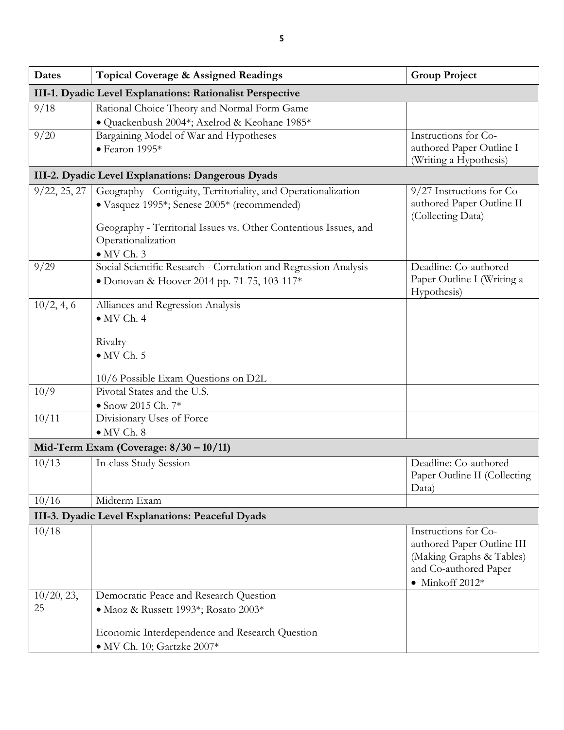| Dates | Topical Coverage & Assigned Readings | Group Project |
|---|---|---|
| **III-1. Dyadic Level Explanations: Rationalist Perspective** | | |
| 9/18 | Rational Choice Theory and Normal Form Game<br>• Quackenbush 2004*; Axelrod & Keohane 1985* | |
| 9/20 | Bargaining Model of War and Hypotheses<br>• Fearon 1995* | Instructions for Co-authored Paper Outline I (Writing a Hypothesis) |
| **III-2. Dyadic Level Explanations: Dangerous Dyads** | | |
| 9/22, 25, 27 | Geography - Contiguity, Territoriality, and Operationalization<br>• Vasquez 1995*; Senese 2005* (recommended)<br><br>Geography - Territorial Issues vs. Other Contentious Issues, and Operationalization<br>• MV Ch. 3 | 9/27 Instructions for Co-authored Paper Outline II (Collecting Data) |
| 9/29 | Social Scientific Research - Correlation and Regression Analysis<br>• Donovan & Hoover 2014 pp. 71-75, 103-117* | Deadline: Co-authored Paper Outline I (Writing a Hypothesis) |
| 10/2, 4, 6 | Alliances and Regression Analysis<br>• MV Ch. 4<br><br>Rivalry<br>• MV Ch. 5<br><br>10/6 Possible Exam Questions on D2L | |
| 10/9 | Pivotal States and the U.S.<br>• Snow 2015 Ch. 7* | |
| 10/11 | Divisionary Uses of Force<br>• MV Ch. 8 | |
| **Mid-Term Exam (Coverage: 8/30 – 10/11)** | | |
| 10/13 | In-class Study Session | Deadline: Co-authored Paper Outline II (Collecting Data) |
| 10/16 | Midterm Exam | |
| **III-3. Dyadic Level Explanations: Peaceful Dyads** | | |
| 10/18 | | Instructions for Co-authored Paper Outline III (Making Graphs & Tables) and Co-authored Paper<br>• Minkoff 2012* |
| 10/20, 23, 25 | Democratic Peace and Research Question<br>• Maoz & Russett 1993*; Rosato 2003*<br><br>Economic Interdependence and Research Question<br>• MV Ch. 10; Gartzke 2007* | |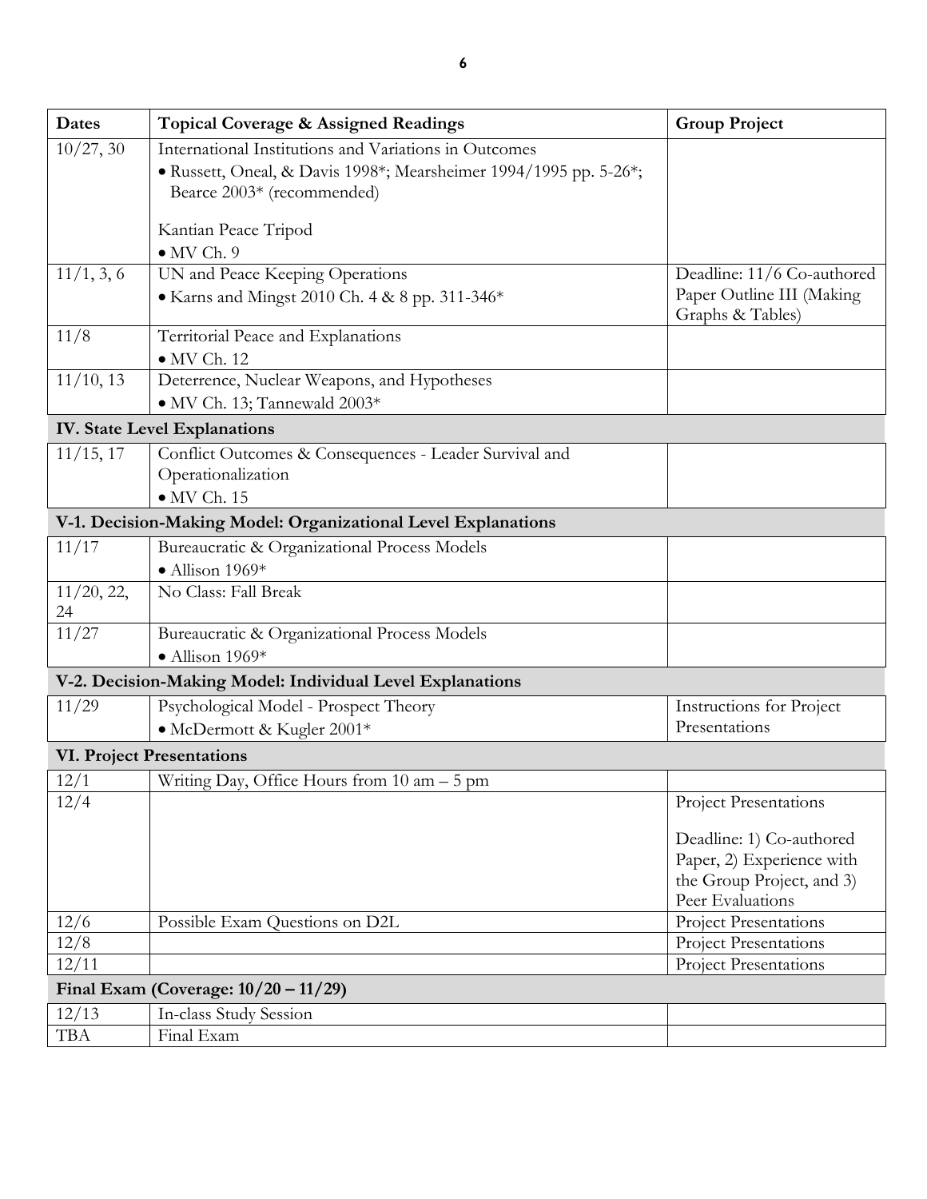| Dates | Topical Coverage & Assigned Readings | Group Project |
|---|---|---|
| 10/27, 30 | International Institutions and Variations in Outcomes<br>• Russett, Oneal, & Davis 1998*; Mearsheimer 1994/1995 pp. 5-26*; Bearce 2003* (recommended)<br><br>Kantian Peace Tripod<br>• MV Ch. 9 | |
| 11/1, 3, 6 | UN and Peace Keeping Operations<br>• Karns and Mingst 2010 Ch. 4 & 8 pp. 311-346* | Deadline: 11/6 Co-authored Paper Outline III (Making Graphs & Tables) |
| 11/8 | Territorial Peace and Explanations<br>• MV Ch. 12 | |
| 11/10, 13 | Deterrence, Nuclear Weapons, and Hypotheses<br>• MV Ch. 13; Tannewald 2003* | |
| **IV. State Level Explanations** | | |
| 11/15, 17 | Conflict Outcomes & Consequences - Leader Survival and Operationalization<br>• MV Ch. 15 | |
| **V-1. Decision-Making Model: Organizational Level Explanations** | | |
| 11/17 | Bureaucratic & Organizational Process Models<br>• Allison 1969* | |
| 11/20, 22, 24 | No Class: Fall Break | |
| 11/27 | Bureaucratic & Organizational Process Models<br>• Allison 1969* | |
| **V-2. Decision-Making Model: Individual Level Explanations** | | |
| 11/29 | Psychological Model - Prospect Theory<br>• McDermott & Kugler 2001* | Instructions for Project Presentations |
| **VI. Project Presentations** | | |
| 12/1 | Writing Day, Office Hours from 10 am – 5 pm | |
| 12/4 | | Project Presentations<br><br>Deadline: 1) Co-authored Paper, 2) Experience with the Group Project, and 3) Peer Evaluations |
| 12/6 | Possible Exam Questions on D2L | Project Presentations |
| 12/8 | | Project Presentations |
| 12/11 | | Project Presentations |
| **Final Exam (Coverage: 10/20 – 11/29)** | | |
| 12/13 | In-class Study Session | |
| TBA | Final Exam | |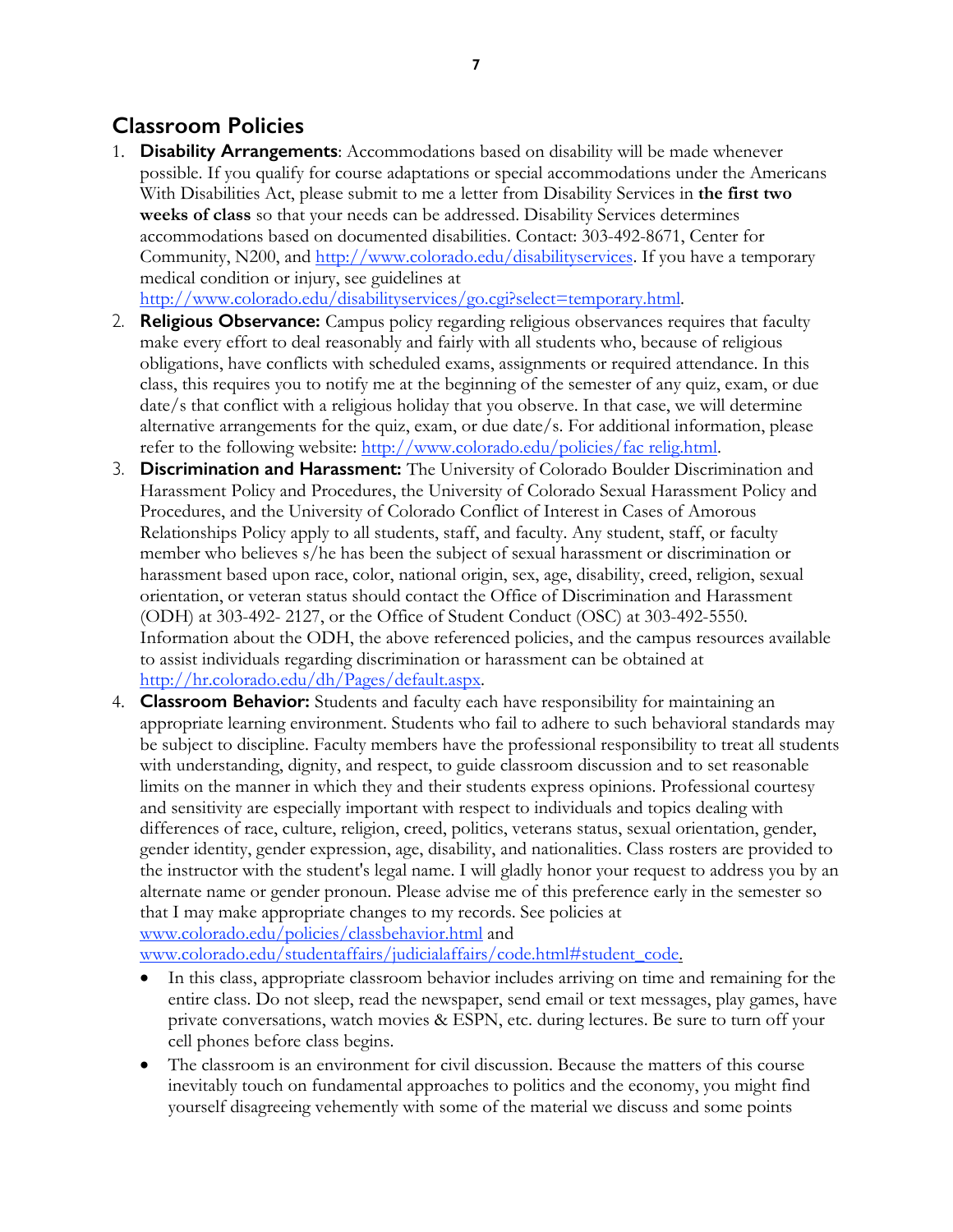## Classroom Policies

1. **Disability Arrangements**: Accommodations based on disability will be made whenever possible. If you qualify for course adaptations or special accommodations under the Americans With Disabilities Act, please submit to me a letter from Disability Services in **the first two weeks of class** so that your needs can be addressed. Disability Services determines accommodations based on documented disabilities. Contact: 303-492-8671, Center for Community, N200, and http://www.colorado.edu/disabilityservices. If you have a temporary medical condition or injury, see guidelines at http://www.colorado.edu/disabilityservices/go.cgi?select=temporary.html.
2. **Religious Observance:** Campus policy regarding religious observances requires that faculty make every effort to deal reasonably and fairly with all students who, because of religious obligations, have conflicts with scheduled exams, assignments or required attendance. In this class, this requires you to notify me at the beginning of the semester of any quiz, exam, or due date/s that conflict with a religious holiday that you observe. In that case, we will determine alternative arrangements for the quiz, exam, or due date/s. For additional information, please refer to the following website: http://www.colorado.edu/policies/fac relig.html.
3. **Discrimination and Harassment:** The University of Colorado Boulder Discrimination and Harassment Policy and Procedures, the University of Colorado Sexual Harassment Policy and Procedures, and the University of Colorado Conflict of Interest in Cases of Amorous Relationships Policy apply to all students, staff, and faculty. Any student, staff, or faculty member who believes s/he has been the subject of sexual harassment or discrimination or harassment based upon race, color, national origin, sex, age, disability, creed, religion, sexual orientation, or veteran status should contact the Office of Discrimination and Harassment (ODH) at 303-492- 2127, or the Office of Student Conduct (OSC) at 303-492-5550. Information about the ODH, the above referenced policies, and the campus resources available to assist individuals regarding discrimination or harassment can be obtained at http://hr.colorado.edu/dh/Pages/default.aspx.
4. **Classroom Behavior:** Students and faculty each have responsibility for maintaining an appropriate learning environment. Students who fail to adhere to such behavioral standards may be subject to discipline. Faculty members have the professional responsibility to treat all students with understanding, dignity, and respect, to guide classroom discussion and to set reasonable limits on the manner in which they and their students express opinions. Professional courtesy and sensitivity are especially important with respect to individuals and topics dealing with differences of race, culture, religion, creed, politics, veterans status, sexual orientation, gender, gender identity, gender expression, age, disability, and nationalities. Class rosters are provided to the instructor with the student's legal name. I will gladly honor your request to address you by an alternate name or gender pronoun. Please advise me of this preference early in the semester so that I may make appropriate changes to my records. See policies at www.colorado.edu/policies/classbehavior.html and www.colorado.edu/studentaffairs/judicialaffairs/code.html#student_code.
   - In this class, appropriate classroom behavior includes arriving on time and remaining for the entire class. Do not sleep, read the newspaper, send email or text messages, play games, have private conversations, watch movies & ESPN, etc. during lectures. Be sure to turn off your cell phones before class begins.
   - The classroom is an environment for civil discussion. Because the matters of this course inevitably touch on fundamental approaches to politics and the economy, you might find yourself disagreeing vehemently with some of the material we discuss and some points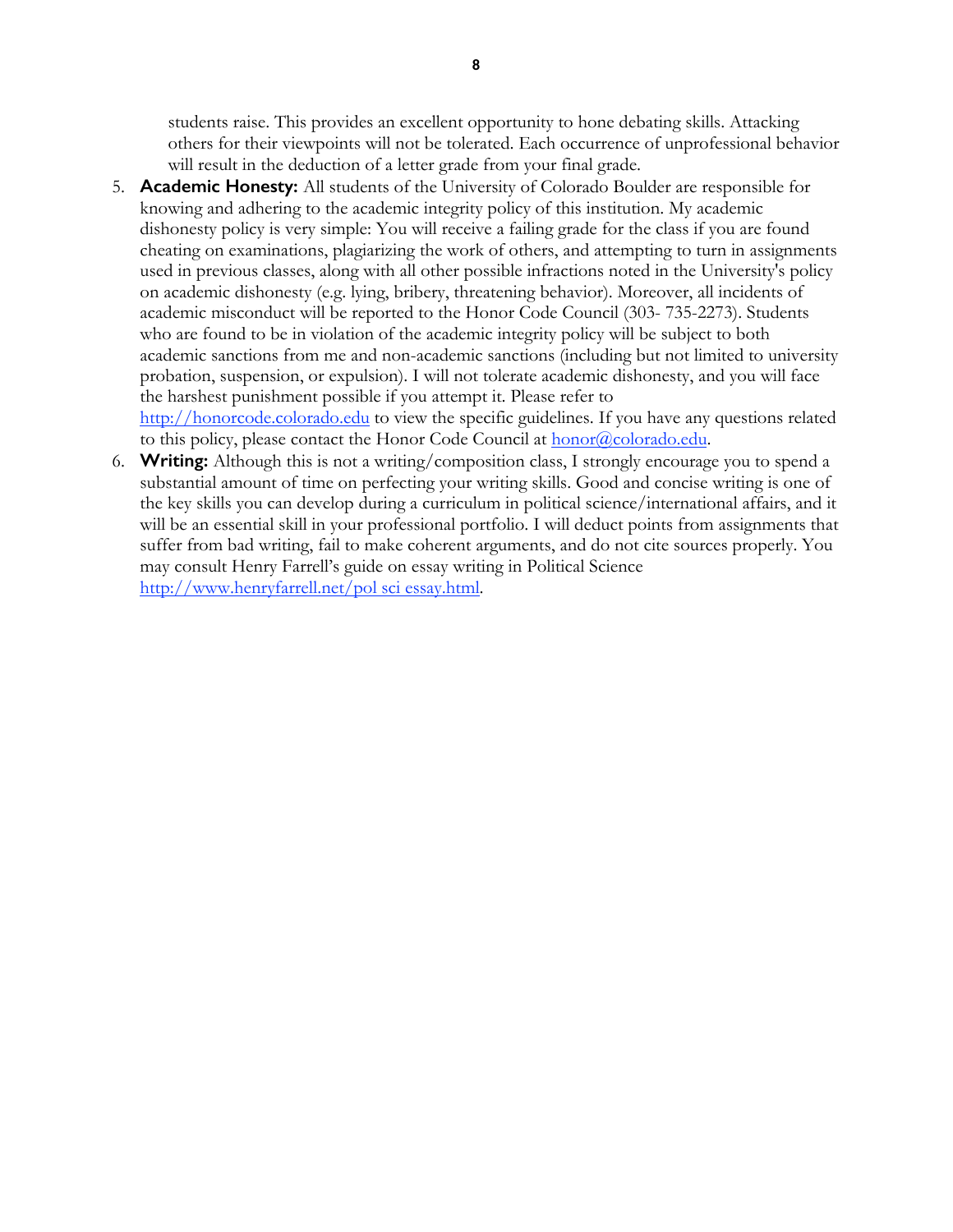students raise. This provides an excellent opportunity to hone debating skills. Attacking others for their viewpoints will not be tolerated. Each occurrence of unprofessional behavior will result in the deduction of a letter grade from your final grade.

5. **Academic Honesty:** All students of the University of Colorado Boulder are responsible for knowing and adhering to the academic integrity policy of this institution. My academic dishonesty policy is very simple: You will receive a failing grade for the class if you are found cheating on examinations, plagiarizing the work of others, and attempting to turn in assignments used in previous classes, along with all other possible infractions noted in the University's policy on academic dishonesty (e.g. lying, bribery, threatening behavior). Moreover, all incidents of academic misconduct will be reported to the Honor Code Council (303- 735-2273). Students who are found to be in violation of the academic integrity policy will be subject to both academic sanctions from me and non-academic sanctions (including but not limited to university probation, suspension, or expulsion). I will not tolerate academic dishonesty, and you will face the harshest punishment possible if you attempt it. Please refer to [http://honorcode.colorado.edu](http://honorcode.colorado.edu) to view the specific guidelines. If you have any questions related to this policy, please contact the Honor Code Council at [honor@colorado.edu](mailto:honor@colorado.edu).
6. **Writing:** Although this is not a writing/composition class, I strongly encourage you to spend a substantial amount of time on perfecting your writing skills. Good and concise writing is one of the key skills you can develop during a curriculum in political science/international affairs, and it will be an essential skill in your professional portfolio. I will deduct points from assignments that suffer from bad writing, fail to make coherent arguments, and do not cite sources properly. You may consult Henry Farrell's guide on essay writing in Political Science [http://www.henryfarrell.net/pol sci essay.html](http://www.henryfarrell.net/pol_sci_essay.html).